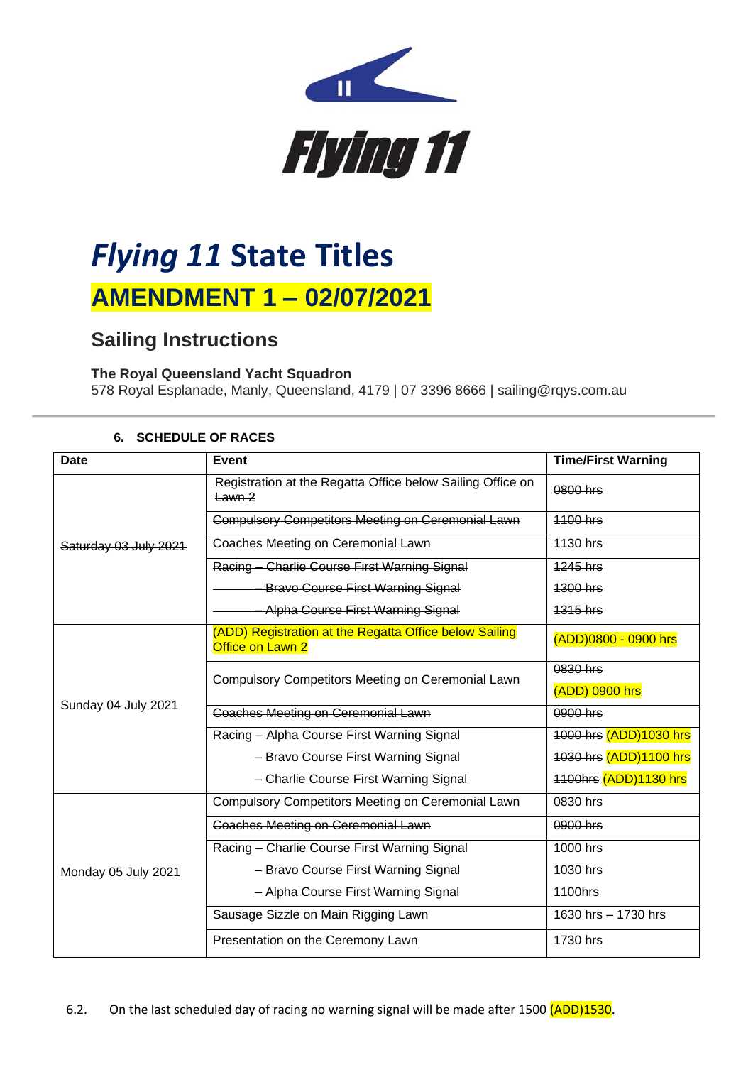Flying 11

# *Flying 11* State Titles

## AMENDMENT 1 – 02/07/2021

## Sailing Instructions

**The Royal Queensland Yacht Squadron**
578 Royal Esplanade, Manly, Queensland, 4179 | 07 3396 8666 | sailing@rqys.com.au

**6. SCHEDULE OF RACES**

| Date | Event | Time/First Warning |
|---|---|---|
| ~~Saturday 03 July 2021~~ | ~~Registration at the Regatta Office below Sailing Office on Lawn 2~~ | ~~0800 hrs~~ |
| | ~~Compulsory Competitors Meeting on Ceremonial Lawn~~ | ~~1100 hrs~~ |
| | ~~Coaches Meeting on Ceremonial Lawn~~ | ~~1130 hrs~~ |
| | ~~Racing – Charlie Course First Warning Signal~~ | ~~1245 hrs~~ |
| | ~~– Bravo Course First Warning Signal~~ | ~~1300 hrs~~ |
| | ~~– Alpha Course First Warning Signal~~ | ~~1315 hrs~~ |
| Sunday 04 July 2021 | (ADD) Registration at the Regatta Office below Sailing Office on Lawn 2 | (ADD)0800 - 0900 hrs |
| | Compulsory Competitors Meeting on Ceremonial Lawn | ~~0830 hrs~~ (ADD) 0900 hrs |
| | ~~Coaches Meeting on Ceremonial Lawn~~ | ~~0900 hrs~~ |
| | Racing – Alpha Course First Warning Signal | ~~1000 hrs~~ (ADD)1030 hrs |
| | – Bravo Course First Warning Signal | ~~1030 hrs~~ (ADD)1100 hrs |
| | – Charlie Course First Warning Signal | ~~1100hrs~~ (ADD)1130 hrs |
| Monday 05 July 2021 | Compulsory Competitors Meeting on Ceremonial Lawn | 0830 hrs |
| | ~~Coaches Meeting on Ceremonial Lawn~~ | ~~0900 hrs~~ |
| | Racing – Charlie Course First Warning Signal | 1000 hrs |
| | – Bravo Course First Warning Signal | 1030 hrs |
| | – Alpha Course First Warning Signal | 1100hrs |
| | Sausage Sizzle on Main Rigging Lawn | 1630 hrs – 1730 hrs |
| | Presentation on the Ceremony Lawn | 1730 hrs |

6.2. On the last scheduled day of racing no warning signal will be made after 1500 (ADD)1530.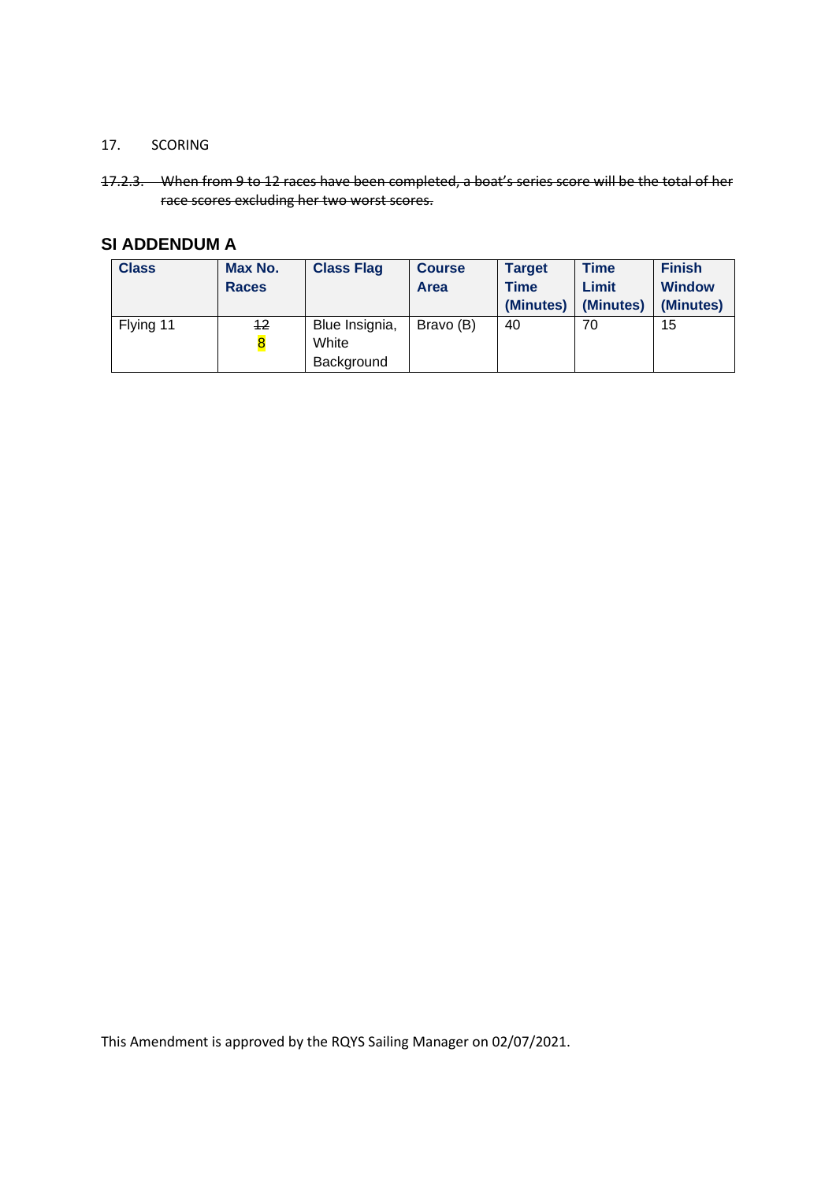17. SCORING

~~17.2.3. When from 9 to 12 races have been completed, a boat's series score will be the total of her race scores excluding her two worst scores.~~

## SI ADDENDUM A

| Class | Max No. Races | Class Flag | Course Area | Target Time (Minutes) | Time Limit (Minutes) | Finish Window (Minutes) |
|---|---|---|---|---|---|---|
| Flying 11 | ~~12~~ 8 | Blue Insignia, White Background | Bravo (B) | 40 | 70 | 15 |

This Amendment is approved by the RQYS Sailing Manager on 02/07/2021.